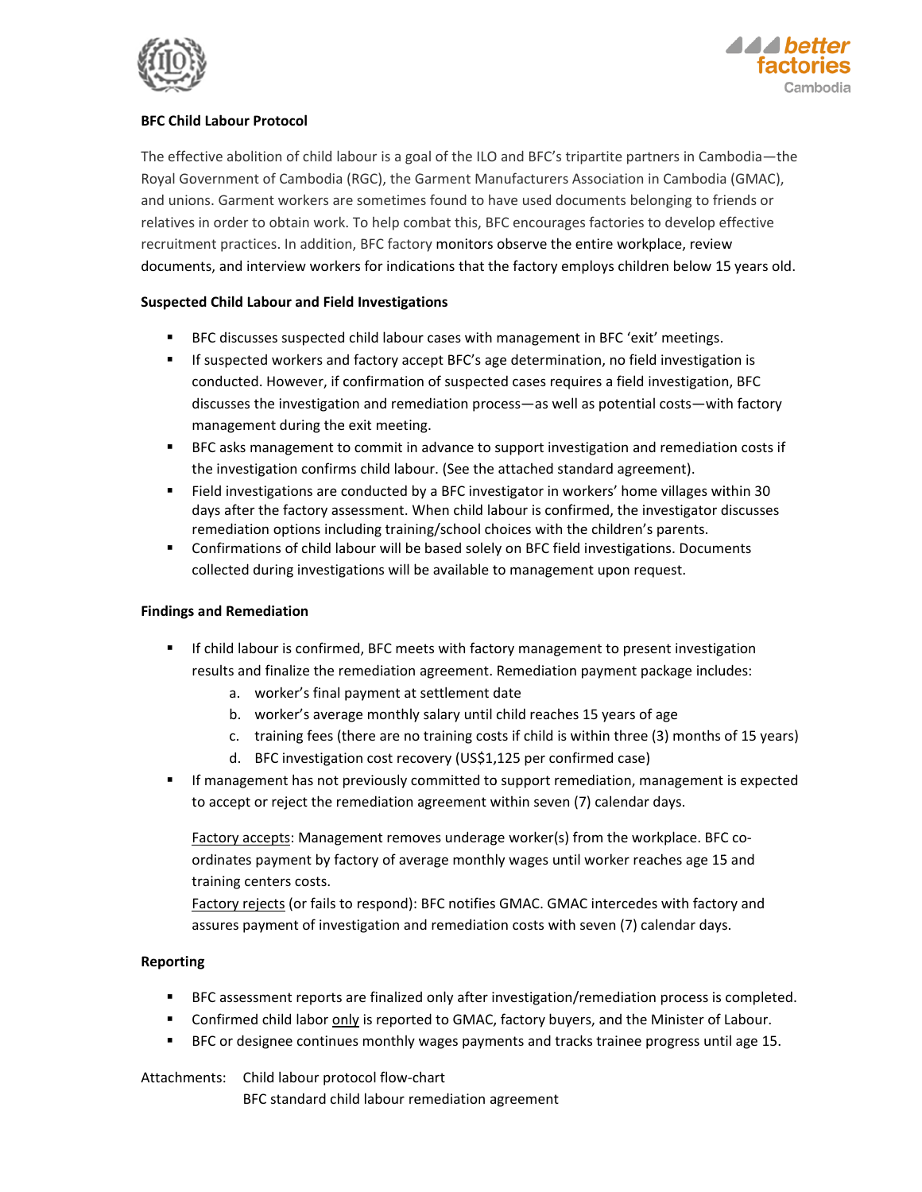## BFC Child Labour Protocol

The effective abolition of child labour is a goal of the ILO and BFC's tripartite partners in Cambodia—the Royal Government of Cambodia (RGC), the Garment Manufacturers Association in Cambodia (GMAC), and unions. Garment workers are sometimes found to have used documents belonging to friends or relatives in order to obtain work. To help combat this, BFC encourages factories to develop effective recruitment practices. In addition, BFC factory monitors observe the entire workplace, review documents, and interview workers for indications that the factory employs children below 15 years old.

### Suspected Child Labour and Field Investigations

- BFC discusses suspected child labour cases with management in BFC 'exit' meetings.
- If suspected workers and factory accept BFC's age determination, no field investigation is conducted. However, if confirmation of suspected cases requires a field investigation, BFC discusses the investigation and remediation process—as well as potential costs—with factory management during the exit meeting.
- BFC asks management to commit in advance to support investigation and remediation costs if the investigation confirms child labour. (See the attached standard agreement).
- Field investigations are conducted by a BFC investigator in workers' home villages within 30 days after the factory assessment. When child labour is confirmed, the investigator discusses remediation options including training/school choices with the children's parents.
- Confirmations of child labour will be based solely on BFC field investigations. Documents collected during investigations will be available to management upon request.

### Findings and Remediation

- If child labour is confirmed, BFC meets with factory management to present investigation results and finalize the remediation agreement. Remediation payment package includes:
  a. worker's final payment at settlement date
  b. worker's average monthly salary until child reaches 15 years of age
  c. training fees (there are no training costs if child is within three (3) months of 15 years)
  d. BFC investigation cost recovery (US$1,125 per confirmed case)
- If management has not previously committed to support remediation, management is expected to accept or reject the remediation agreement within seven (7) calendar days.

  Factory accepts: Management removes underage worker(s) from the workplace. BFC co-ordinates payment by factory of average monthly wages until worker reaches age 15 and training centers costs.

  Factory rejects (or fails to respond): BFC notifies GMAC. GMAC intercedes with factory and assures payment of investigation and remediation costs with seven (7) calendar days.

### Reporting

- BFC assessment reports are finalized only after investigation/remediation process is completed.
- Confirmed child labor only is reported to GMAC, factory buyers, and the Minister of Labour.
- BFC or designee continues monthly wages payments and tracks trainee progress until age 15.

Attachments: Child labour protocol flow-chart
BFC standard child labour remediation agreement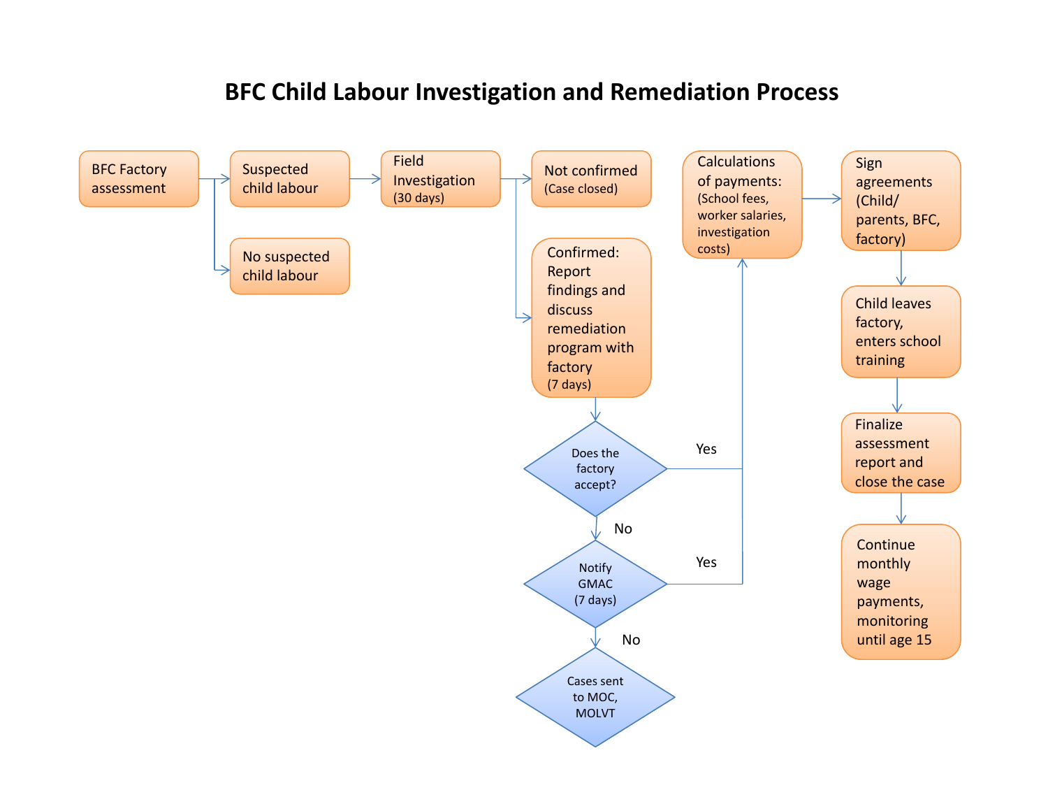# BFC Child Labour Investigation and Remediation Process

BFC Factory assessment

Suspected child labour

No suspected child labour

Field Investigation (30 days)

Not confirmed (Case closed)

Confirmed: Report findings and discuss remediation program with factory (7 days)

Does the factory accept?

Yes

No

Notify GMAC (7 days)

Yes

No

Cases sent to MOC, MOLVT

Calculations of payments: (School fees, worker salaries, investigation costs)

Sign agreements (Child/ parents, BFC, factory)

Child leaves factory, enters school training

Finalize assessment report and close the case

Continue monthly wage payments, monitoring until age 15